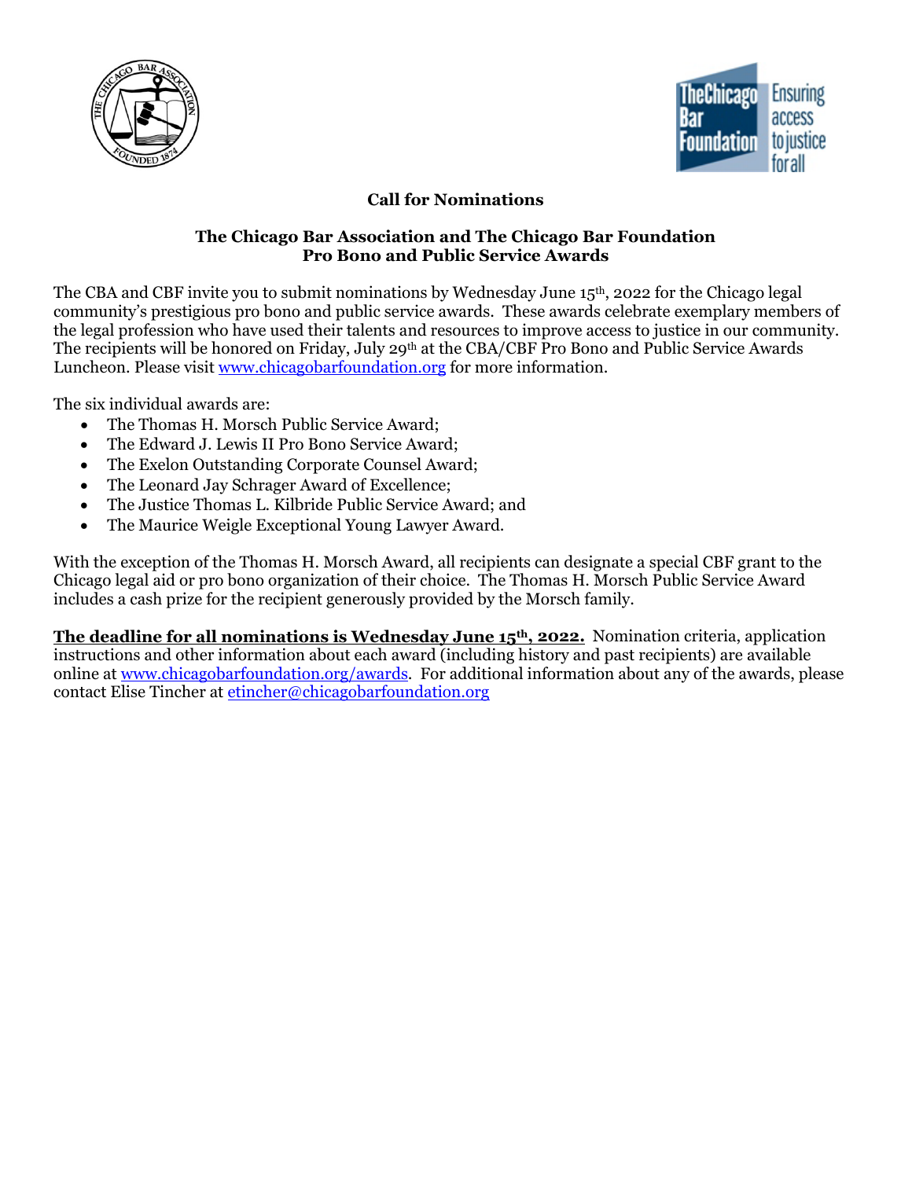## Call for Nominations

### The Chicago Bar Association and The Chicago Bar Foundation Pro Bono and Public Service Awards

The CBA and CBF invite you to submit nominations by Wednesday June 15th, 2022 for the Chicago legal community's prestigious pro bono and public service awards. These awards celebrate exemplary members of the legal profession who have used their talents and resources to improve access to justice in our community. The recipients will be honored on Friday, July 29th at the CBA/CBF Pro Bono and Public Service Awards Luncheon. Please visit www.chicagobarfoundation.org for more information.

The six individual awards are:

- The Thomas H. Morsch Public Service Award;
- The Edward J. Lewis II Pro Bono Service Award;
- The Exelon Outstanding Corporate Counsel Award;
- The Leonard Jay Schrager Award of Excellence;
- The Justice Thomas L. Kilbride Public Service Award; and
- The Maurice Weigle Exceptional Young Lawyer Award.

With the exception of the Thomas H. Morsch Award, all recipients can designate a special CBF grant to the Chicago legal aid or pro bono organization of their choice. The Thomas H. Morsch Public Service Award includes a cash prize for the recipient generously provided by the Morsch family.

**The deadline for all nominations is Wednesday June 15th, 2022.** Nomination criteria, application instructions and other information about each award (including history and past recipients) are available online at www.chicagobarfoundation.org/awards. For additional information about any of the awards, please contact Elise Tincher at etincher@chicagobarfoundation.org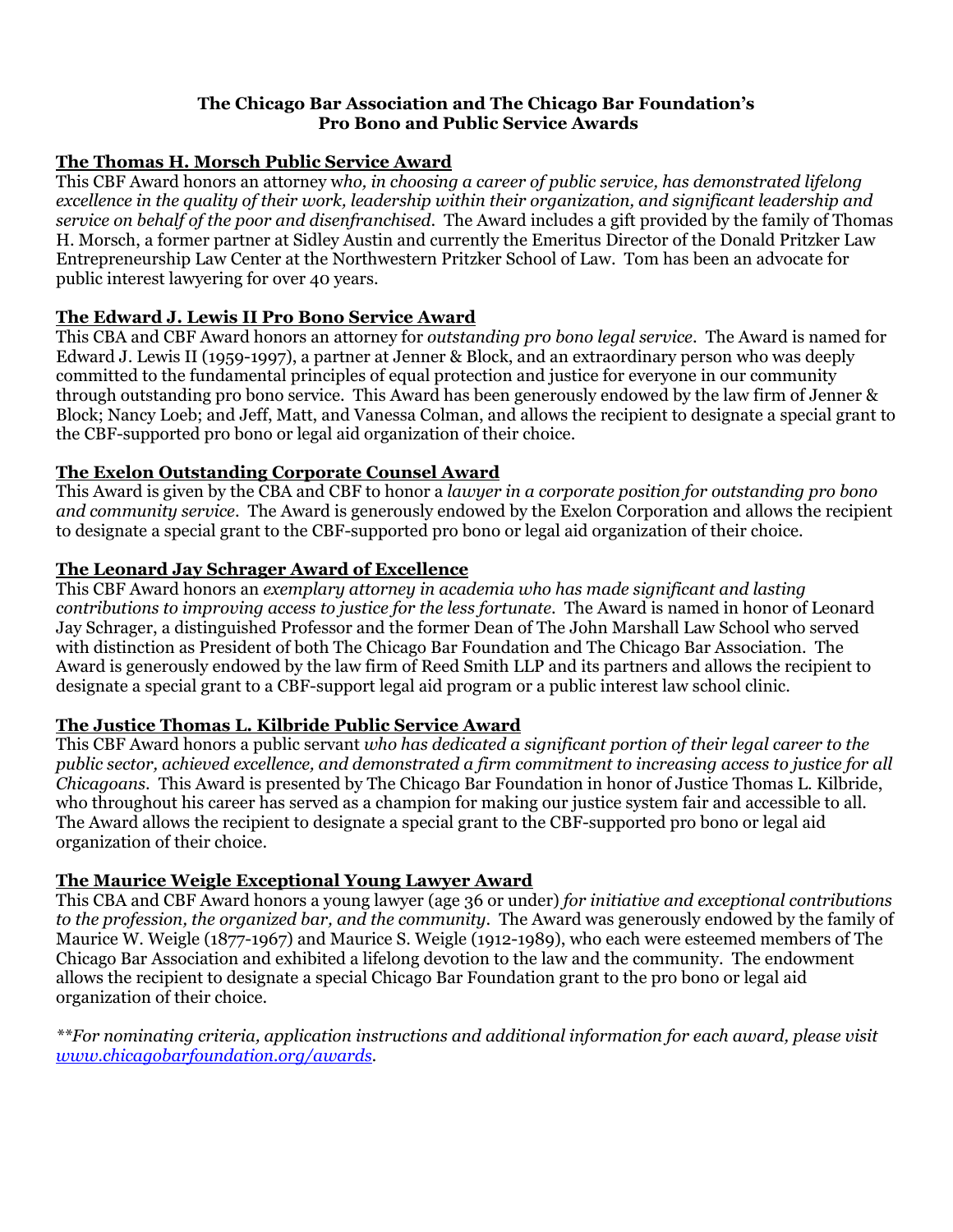**The Chicago Bar Association and The Chicago Bar Foundation's**
**Pro Bono and Public Service Awards**

## The Thomas H. Morsch Public Service Award

This CBF Award honors an attorney w*ho, in choosing a career of public service, has demonstrated lifelong excellence in the quality of their work, leadership within their organization, and significant leadership and service on behalf of the poor and disenfranchised.* The Award includes a gift provided by the family of Thomas H. Morsch, a former partner at Sidley Austin and currently the Emeritus Director of the Donald Pritzker Law Entrepreneurship Law Center at the Northwestern Pritzker School of Law. Tom has been an advocate for public interest lawyering for over 40 years.

## The Edward J. Lewis II Pro Bono Service Award

This CBA and CBF Award honors an attorney for *outstanding pro bono legal service*. The Award is named for Edward J. Lewis II (1959-1997), a partner at Jenner & Block, and an extraordinary person who was deeply committed to the fundamental principles of equal protection and justice for everyone in our community through outstanding pro bono service. This Award has been generously endowed by the law firm of Jenner & Block; Nancy Loeb; and Jeff, Matt, and Vanessa Colman, and allows the recipient to designate a special grant to the CBF-supported pro bono or legal aid organization of their choice.

## The Exelon Outstanding Corporate Counsel Award

This Award is given by the CBA and CBF to honor a *lawyer in a corporate position for outstanding pro bono and community service*. The Award is generously endowed by the Exelon Corporation and allows the recipient to designate a special grant to the CBF-supported pro bono or legal aid organization of their choice.

## The Leonard Jay Schrager Award of Excellence

This CBF Award honors an *exemplary attorney in academia who has made significant and lasting contributions to improving access to justice for the less fortunate*. The Award is named in honor of Leonard Jay Schrager, a distinguished Professor and the former Dean of The John Marshall Law School who served with distinction as President of both The Chicago Bar Foundation and The Chicago Bar Association. The Award is generously endowed by the law firm of Reed Smith LLP and its partners and allows the recipient to designate a special grant to a CBF-support legal aid program or a public interest law school clinic.

## The Justice Thomas L. Kilbride Public Service Award

This CBF Award honors a public servant *who has dedicated a significant portion of their legal career to the public sector, achieved excellence, and demonstrated a firm commitment to increasing access to justice for all Chicagoans*. This Award is presented by The Chicago Bar Foundation in honor of Justice Thomas L. Kilbride, who throughout his career has served as a champion for making our justice system fair and accessible to all. The Award allows the recipient to designate a special grant to the CBF-supported pro bono or legal aid organization of their choice.

## The Maurice Weigle Exceptional Young Lawyer Award

This CBA and CBF Award honors a young lawyer (age 36 or under) *for initiative and exceptional contributions to the profession, the organized bar, and the community*. The Award was generously endowed by the family of Maurice W. Weigle (1877-1967) and Maurice S. Weigle (1912-1989), who each were esteemed members of The Chicago Bar Association and exhibited a lifelong devotion to the law and the community. The endowment allows the recipient to designate a special Chicago Bar Foundation grant to the pro bono or legal aid organization of their choice.

*\*\*For nominating criteria, application instructions and additional information for each award, please visit [www.chicagobarfoundation.org/awards](http://www.chicagobarfoundation.org/awards).*